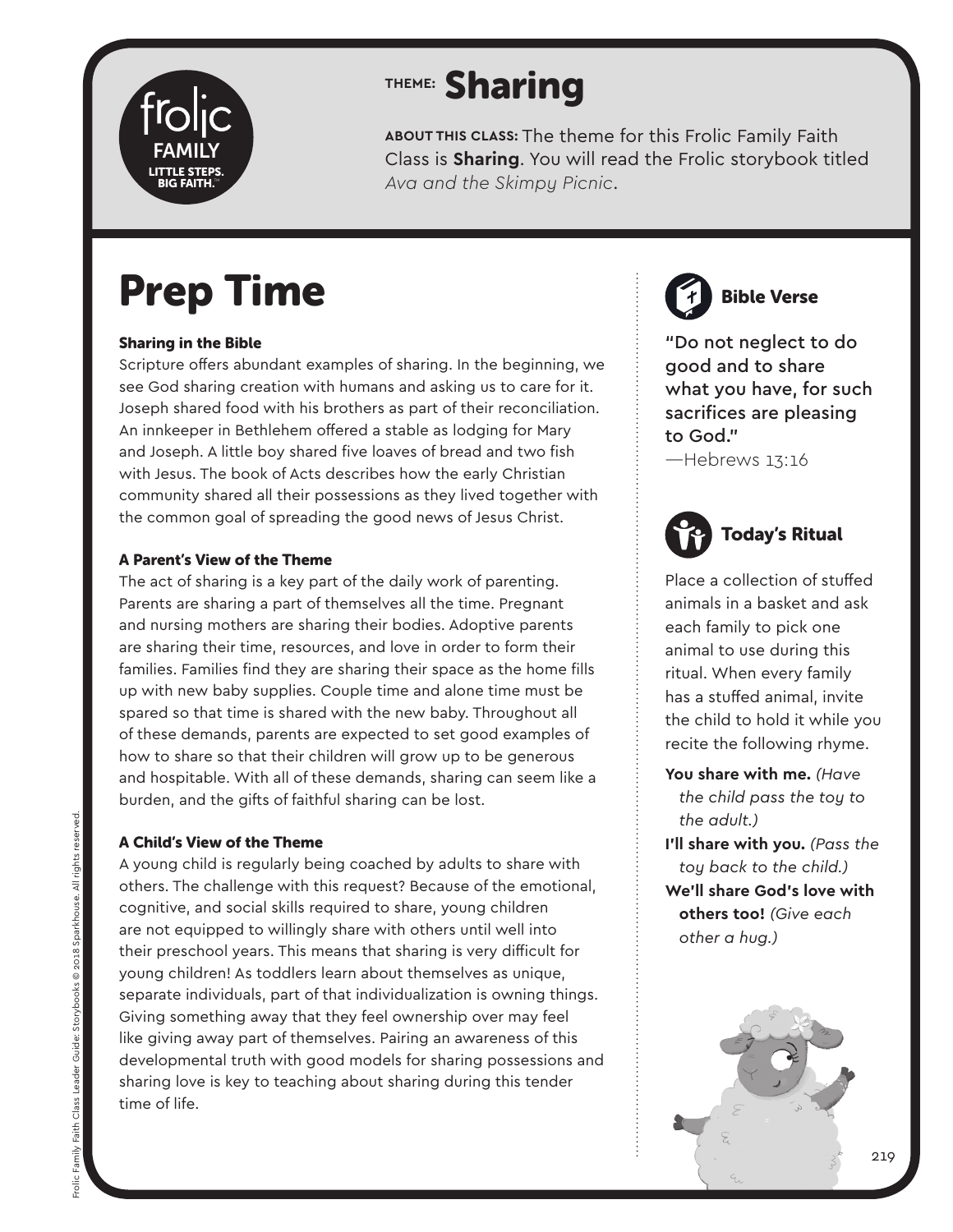# THEME: Sharing

**ABOUT THIS CLASS:** The theme for this Frolic Family Faith Class is **Sharing**. You will read the Frolic storybook titled *Ava and the Skimpy Picnic*.

## Prep Time

### Sharing in the Bible

Scripture offers abundant examples of sharing. In the beginning, we see God sharing creation with humans and asking us to care for it. Joseph shared food with his brothers as part of their reconciliation. An innkeeper in Bethlehem offered a stable as lodging for Mary and Joseph. A little boy shared five loaves of bread and two fish with Jesus. The book of Acts describes how the early Christian community shared all their possessions as they lived together with the common goal of spreading the good news of Jesus Christ.

### A Parent's View of the Theme

The act of sharing is a key part of the daily work of parenting. Parents are sharing a part of themselves all the time. Pregnant and nursing mothers are sharing their bodies. Adoptive parents are sharing their time, resources, and love in order to form their families. Families find they are sharing their space as the home fills up with new baby supplies. Couple time and alone time must be spared so that time is shared with the new baby. Throughout all of these demands, parents are expected to set good examples of how to share so that their children will grow up to be generous and hospitable. With all of these demands, sharing can seem like a burden, and the gifts of faithful sharing can be lost.

### A Child's View of the Theme

A young child is regularly being coached by adults to share with others. The challenge with this request? Because of the emotional, cognitive, and social skills required to share, young children are not equipped to willingly share with others until well into their preschool years. This means that sharing is very difficult for young children! As toddlers learn about themselves as unique, separate individuals, part of that individualization is owning things. Giving something away that they feel ownership over may feel like giving away part of themselves. Pairing an awareness of this developmental truth with good models for sharing possessions and sharing love is key to teaching about sharing during this tender time of life.

### Bible Verse

"Do not neglect to do good and to share what you have, for such sacrifices are pleasing to God."
—Hebrews 13:16

### Today's Ritual

Place a collection of stuffed animals in a basket and ask each family to pick one animal to use during this ritual. When every family has a stuffed animal, invite the child to hold it while you recite the following rhyme.

**You share with me.** *(Have the child pass the toy to the adult.)*
**I'll share with you.** *(Pass the toy back to the child.)*
**We'll share God's love with others too!** *(Give each other a hug.)*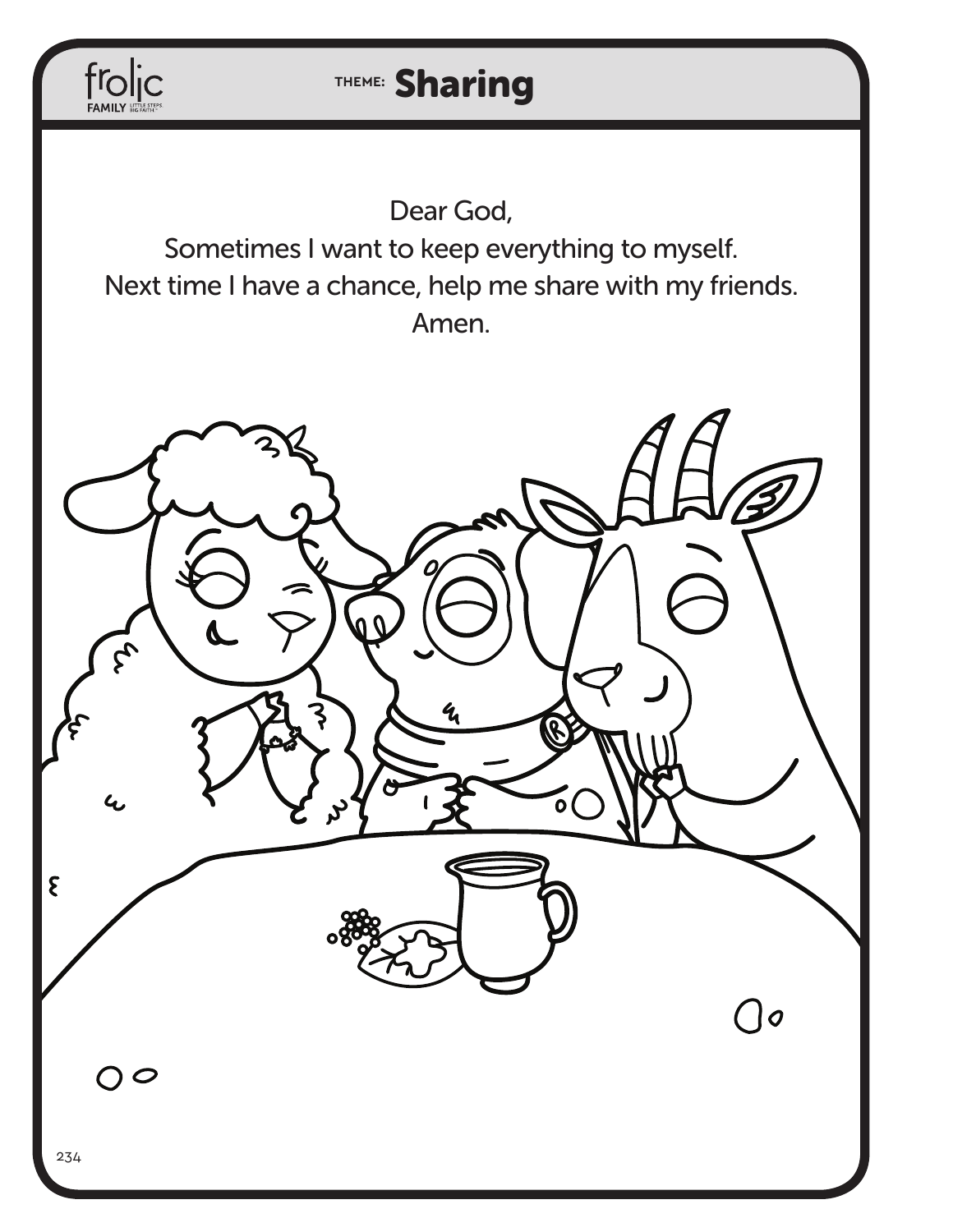THEME: **Sharing**

Dear God,
Sometimes I want to keep everything to myself.
Next time I have a chance, help me share with my friends.
Amen.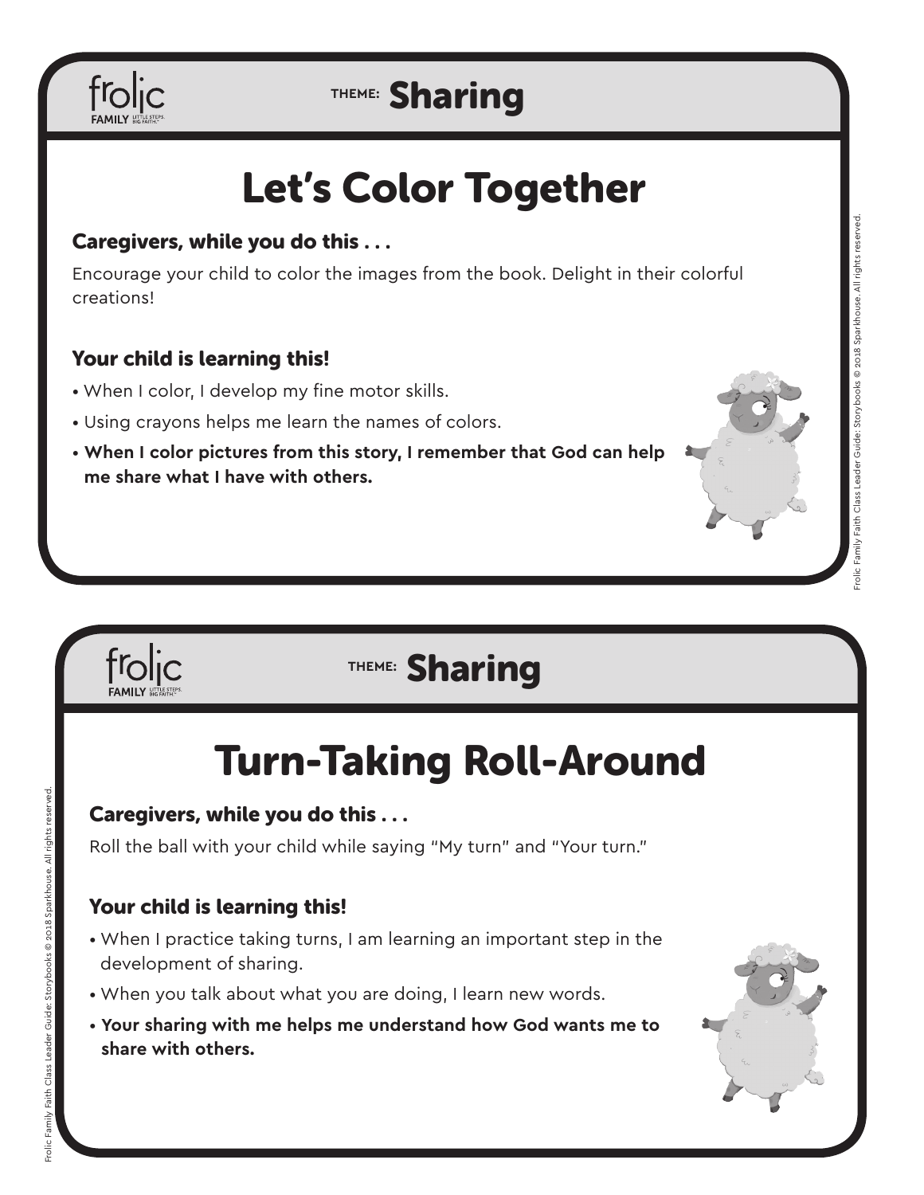frolic FAMILY LITTLE STEPS. BIG FAITH.

THEME: **Sharing**

# Let's Color Together

### Caregivers, while you do this . . .

Encourage your child to color the images from the book. Delight in their colorful creations!

### Your child is learning this!

- When I color, I develop my fine motor skills.
- Using crayons helps me learn the names of colors.
- **When I color pictures from this story, I remember that God can help me share what I have with others.**

frolic FAMILY LITTLE STEPS. BIG FAITH.

THEME: **Sharing**

# Turn-Taking Roll-Around

### Caregivers, while you do this . . .

Roll the ball with your child while saying "My turn" and "Your turn."

### Your child is learning this!

- When I practice taking turns, I am learning an important step in the development of sharing.
- When you talk about what you are doing, I learn new words.
- **Your sharing with me helps me understand how God wants me to share with others.**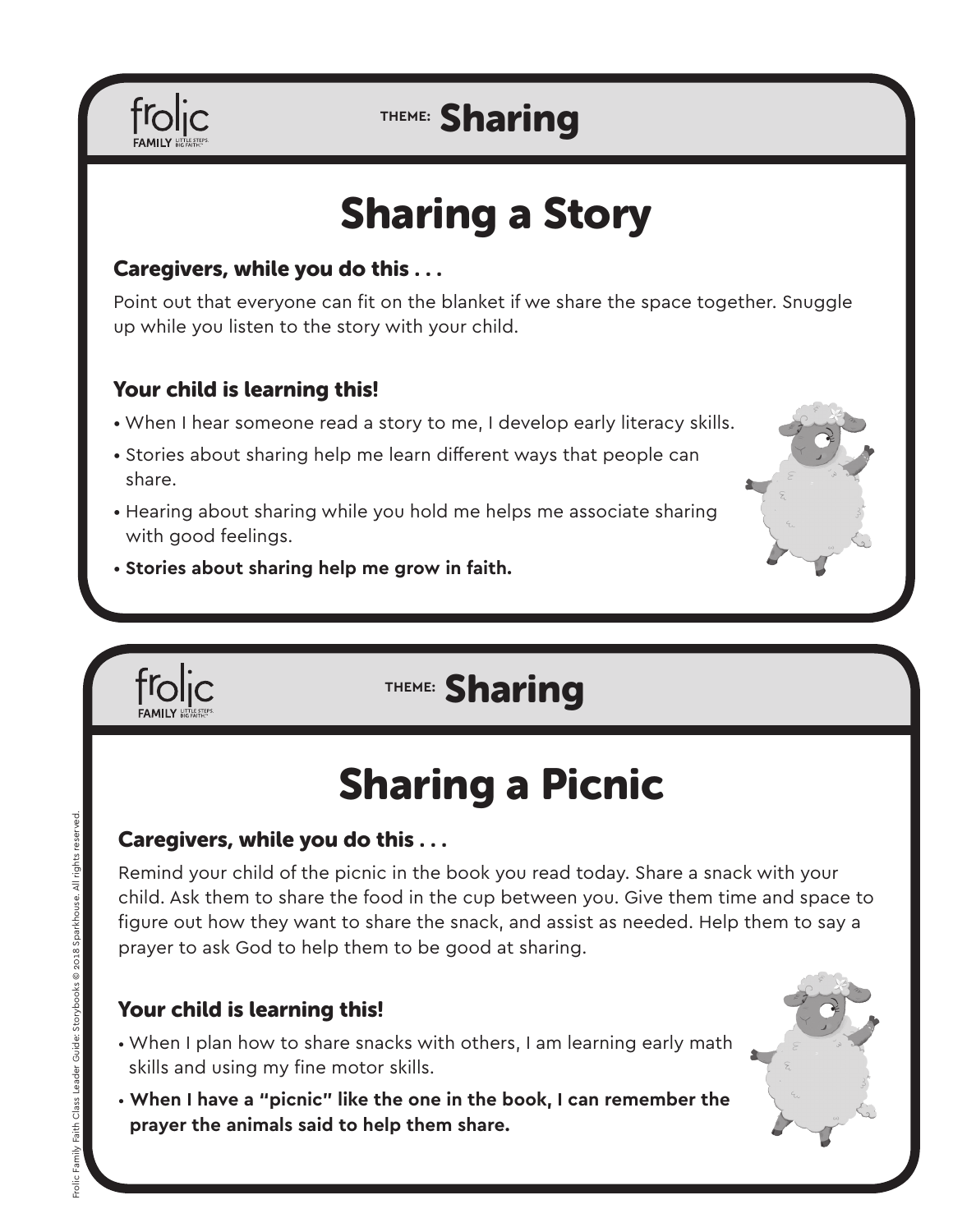frolic FAMILY LITTLE STEPS. BIG FAITH.™

THEME: **Sharing**

# Sharing a Story

### Caregivers, while you do this . . .

Point out that everyone can fit on the blanket if we share the space together. Snuggle up while you listen to the story with your child.

### Your child is learning this!

- When I hear someone read a story to me, I develop early literacy skills.
- Stories about sharing help me learn different ways that people can share.
- Hearing about sharing while you hold me helps me associate sharing with good feelings.
- **Stories about sharing help me grow in faith.**

frolic FAMILY LITTLE STEPS. BIG FAITH.™

THEME: **Sharing**

# Sharing a Picnic

### Caregivers, while you do this . . .

Remind your child of the picnic in the book you read today. Share a snack with your child. Ask them to share the food in the cup between you. Give them time and space to figure out how they want to share the snack, and assist as needed. Help them to say a prayer to ask God to help them to be good at sharing.

### Your child is learning this!

- When I plan how to share snacks with others, I am learning early math skills and using my fine motor skills.
- **When I have a "picnic" like the one in the book, I can remember the prayer the animals said to help them share.**

Frolic Family Faith Class Leader Guide: Storybooks © 2018 Sparkhouse. All rights reserved.